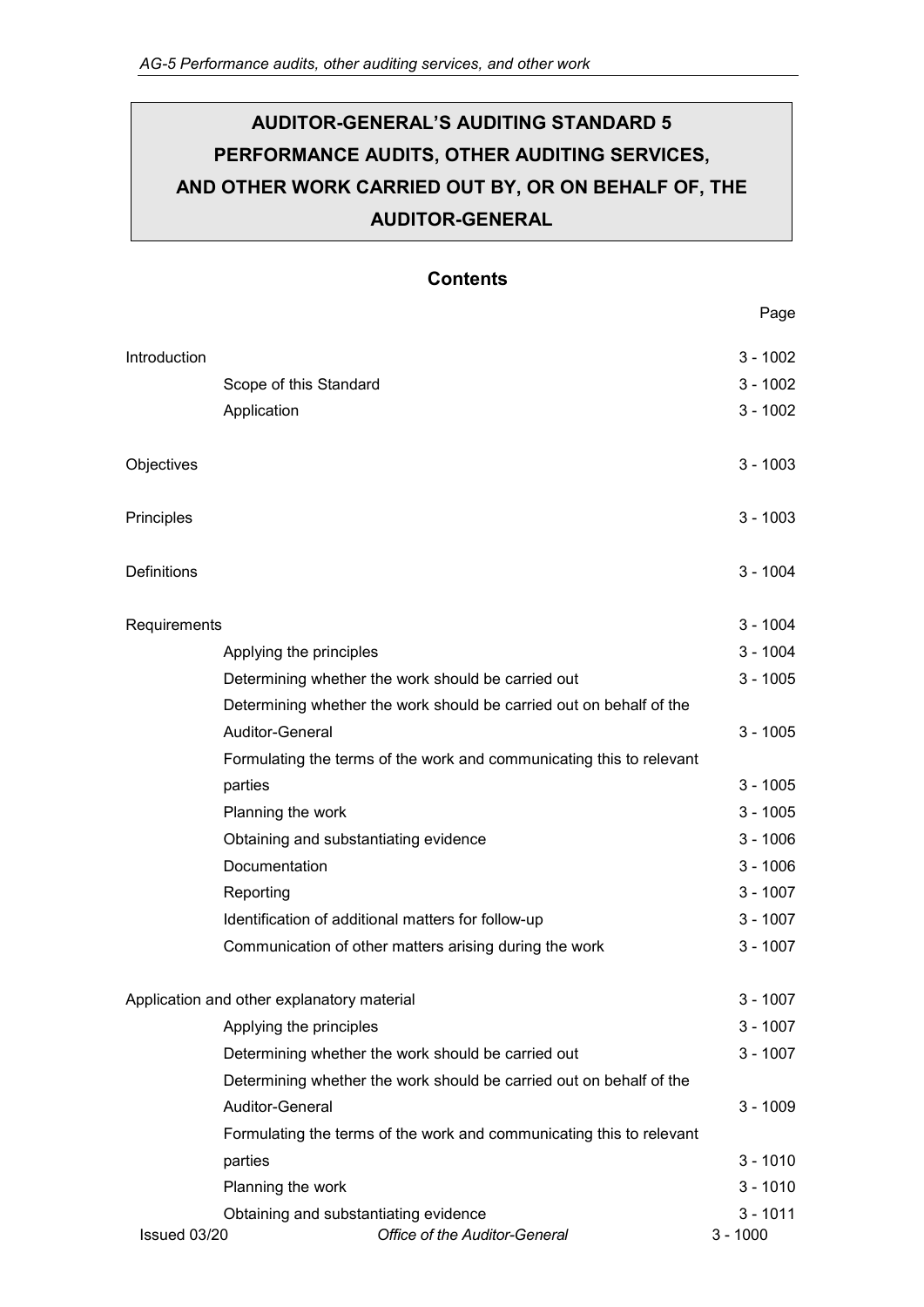# AUDITOR-GENERAL'S AUDITING STANDARD 5
# PERFORMANCE AUDITS, OTHER AUDITING SERVICES, AND OTHER WORK CARRIED OUT BY, OR ON BEHALF OF, THE AUDITOR-GENERAL

## Contents

| | Page |
|---|---|
| Introduction | 3 - 1002 |
| Scope of this Standard | 3 - 1002 |
| Application | 3 - 1002 |
| Objectives | 3 - 1003 |
| Principles | 3 - 1003 |
| Definitions | 3 - 1004 |
| Requirements | 3 - 1004 |
| Applying the principles | 3 - 1004 |
| Determining whether the work should be carried out | 3 - 1005 |
| Determining whether the work should be carried out on behalf of the Auditor-General | 3 - 1005 |
| Formulating the terms of the work and communicating this to relevant parties | 3 - 1005 |
| Planning the work | 3 - 1005 |
| Obtaining and substantiating evidence | 3 - 1006 |
| Documentation | 3 - 1006 |
| Reporting | 3 - 1007 |
| Identification of additional matters for follow-up | 3 - 1007 |
| Communication of other matters arising during the work | 3 - 1007 |
| Application and other explanatory material | 3 - 1007 |
| Applying the principles | 3 - 1007 |
| Determining whether the work should be carried out | 3 - 1007 |
| Determining whether the work should be carried out on behalf of the Auditor-General | 3 - 1009 |
| Formulating the terms of the work and communicating this to relevant parties | 3 - 1010 |
| Planning the work | 3 - 1010 |
| Obtaining and substantiating evidence | 3 - 1011 |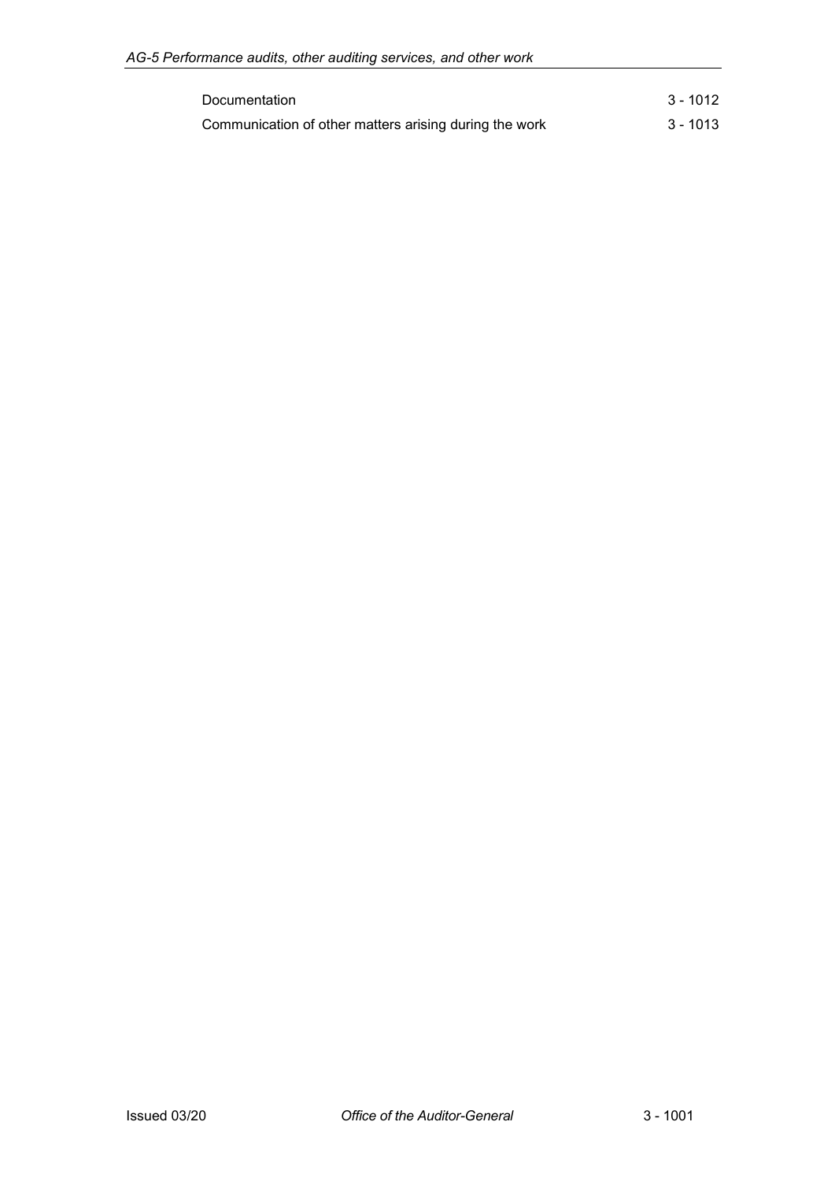| | |
|---|---|
| Documentation | 3 - 1012 |
| Communication of other matters arising during the work | 3 - 1013 |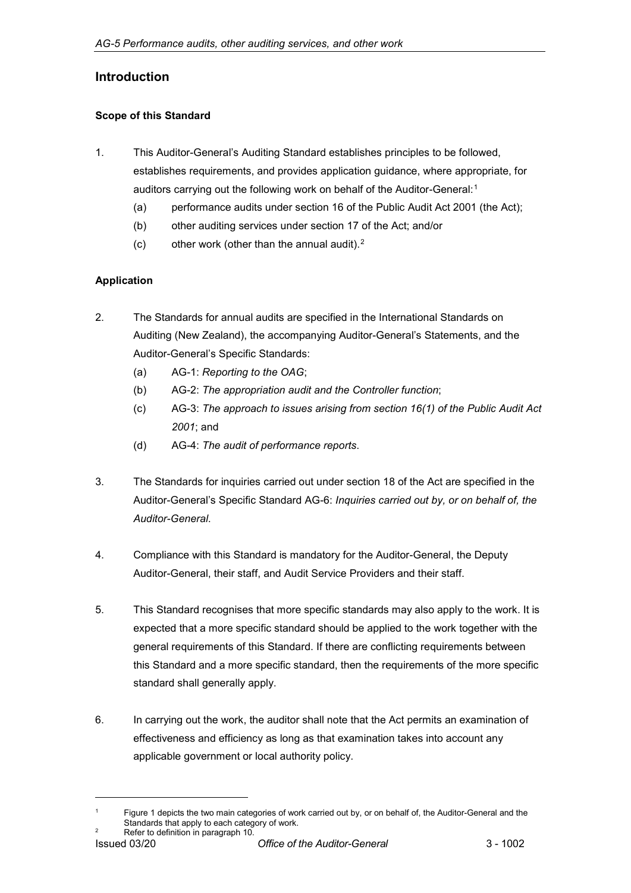## Introduction

### Scope of this Standard

1. This Auditor-General's Auditing Standard establishes principles to be followed, establishes requirements, and provides application guidance, where appropriate, for auditors carrying out the following work on behalf of the Auditor-General:[1]
   - (a) performance audits under section 16 of the Public Audit Act 2001 (the Act);
   - (b) other auditing services under section 17 of the Act; and/or
   - (c) other work (other than the annual audit).[2]

### Application

2. The Standards for annual audits are specified in the International Standards on Auditing (New Zealand), the accompanying Auditor-General's Statements, and the Auditor-General's Specific Standards:
   - (a) AG-1: *Reporting to the OAG*;
   - (b) AG-2: *The appropriation audit and the Controller function*;
   - (c) AG-3: *The approach to issues arising from section 16(1) of the Public Audit Act 2001*; and
   - (d) AG-4: *The audit of performance reports*.

3. The Standards for inquiries carried out under section 18 of the Act are specified in the Auditor-General's Specific Standard AG-6: *Inquiries carried out by, or on behalf of, the Auditor-General*.

4. Compliance with this Standard is mandatory for the Auditor-General, the Deputy Auditor-General, their staff, and Audit Service Providers and their staff.

5. This Standard recognises that more specific standards may also apply to the work. It is expected that a more specific standard should be applied to the work together with the general requirements of this Standard. If there are conflicting requirements between this Standard and a more specific standard, then the requirements of the more specific standard shall generally apply.

6. In carrying out the work, the auditor shall note that the Act permits an examination of effectiveness and efficiency as long as that examination takes into account any applicable government or local authority policy.

---

[1] Figure 1 depicts the two main categories of work carried out by, or on behalf of, the Auditor-General and the Standards that apply to each category of work.

[2] Refer to definition in paragraph 10.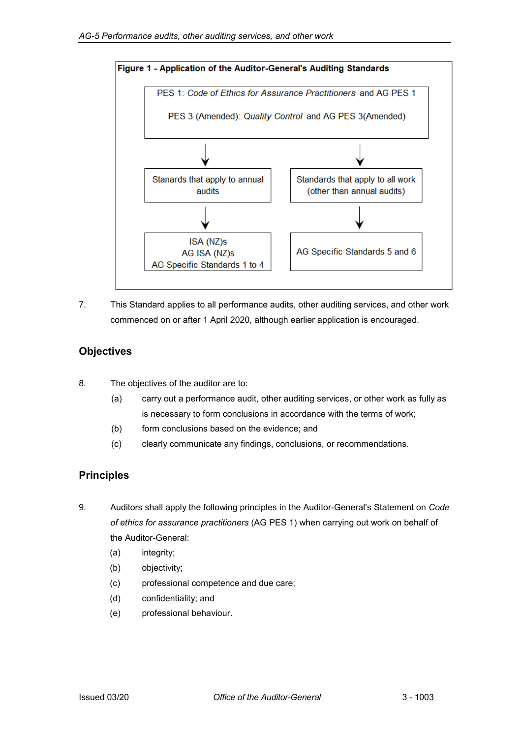**Figure 1 - Application of the Auditor-General's Auditing Standards**

PES 1: *Code of Ethics for Assurance Practitioners* and AG PES 1

PES 3 (Amended): *Quality Control* and AG PES 3(Amended)

↓ Stanards that apply to annual audits

↓ ISA (NZ)s
AG ISA (NZ)s
AG Specific Standards 1 to 4

↓ Standards that apply to all work (other than annual audits)

↓ AG Specific Standards 5 and 6

7. This Standard applies to all performance audits, other auditing services, and other work commenced on or after 1 April 2020, although earlier application is encouraged.

## Objectives

8. The objectives of the auditor are to:
   - (a) carry out a performance audit, other auditing services, or other work as fully as is necessary to form conclusions in accordance with the terms of work;
   - (b) form conclusions based on the evidence; and
   - (c) clearly communicate any findings, conclusions, or recommendations.

## Principles

9. Auditors shall apply the following principles in the Auditor-General's Statement on *Code of ethics for assurance practitioners* (AG PES 1) when carrying out work on behalf of the Auditor-General:
   - (a) integrity;
   - (b) objectivity;
   - (c) professional competence and due care;
   - (d) confidentiality; and
   - (e) professional behaviour.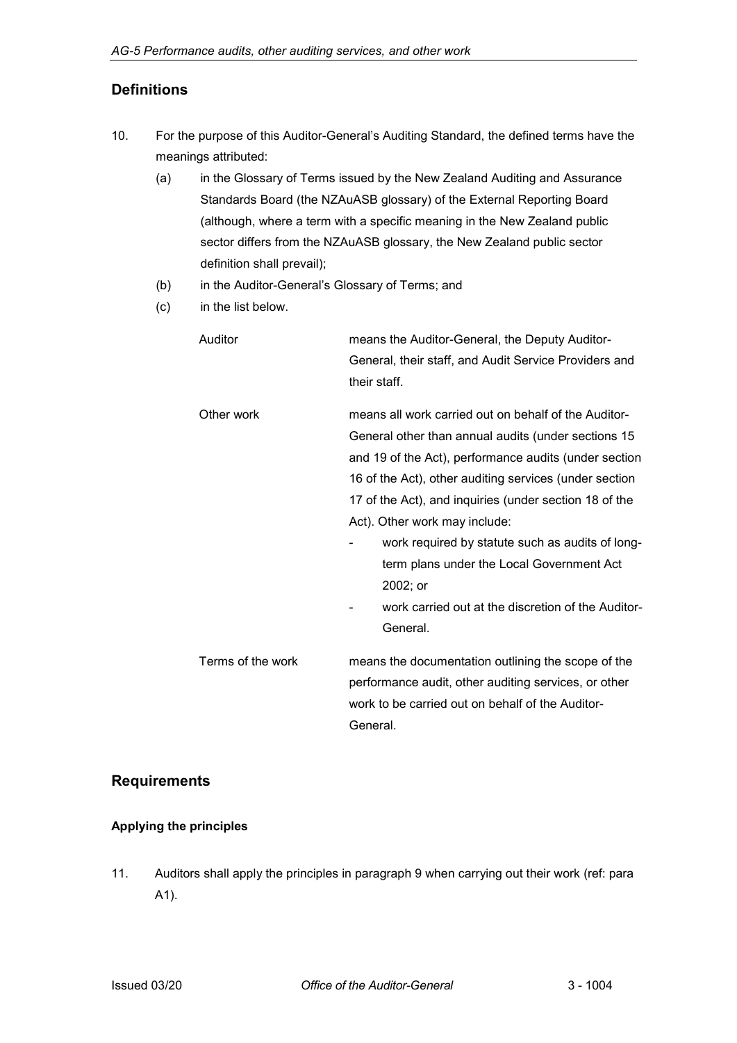## Definitions

10. For the purpose of this Auditor-General's Auditing Standard, the defined terms have the meanings attributed:

    (a) in the Glossary of Terms issued by the New Zealand Auditing and Assurance Standards Board (the NZAuASB glossary) of the External Reporting Board (although, where a term with a specific meaning in the New Zealand public sector differs from the NZAuASB glossary, the New Zealand public sector definition shall prevail);

    (b) in the Auditor-General's Glossary of Terms; and

    (c) in the list below.

| | |
|---|---|
| Auditor | means the Auditor-General, the Deputy Auditor-General, their staff, and Audit Service Providers and their staff. |
| Other work | means all work carried out on behalf of the Auditor-General other than annual audits (under sections 15 and 19 of the Act), performance audits (under section 16 of the Act), other auditing services (under section 17 of the Act), and inquiries (under section 18 of the Act). Other work may include:<br>- work required by statute such as audits of long-term plans under the Local Government Act 2002; or<br>- work carried out at the discretion of the Auditor-General. |
| Terms of the work | means the documentation outlining the scope of the performance audit, other auditing services, or other work to be carried out on behalf of the Auditor-General. |

## Requirements

### Applying the principles

11. Auditors shall apply the principles in paragraph 9 when carrying out their work (ref: para A1).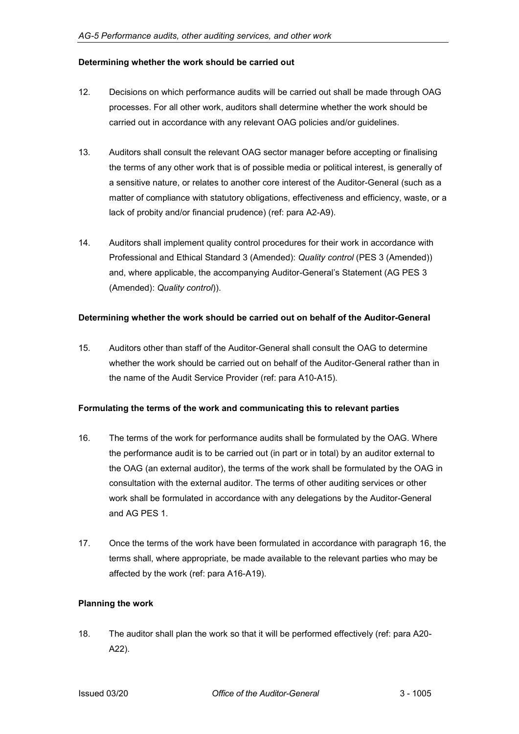**Determining whether the work should be carried out**

12. Decisions on which performance audits will be carried out shall be made through OAG processes. For all other work, auditors shall determine whether the work should be carried out in accordance with any relevant OAG policies and/or guidelines.

13. Auditors shall consult the relevant OAG sector manager before accepting or finalising the terms of any other work that is of possible media or political interest, is generally of a sensitive nature, or relates to another core interest of the Auditor-General (such as a matter of compliance with statutory obligations, effectiveness and efficiency, waste, or a lack of probity and/or financial prudence) (ref: para A2-A9).

14. Auditors shall implement quality control procedures for their work in accordance with Professional and Ethical Standard 3 (Amended): *Quality control* (PES 3 (Amended)) and, where applicable, the accompanying Auditor-General's Statement (AG PES 3 (Amended): *Quality control*)).

**Determining whether the work should be carried out on behalf of the Auditor-General**

15. Auditors other than staff of the Auditor-General shall consult the OAG to determine whether the work should be carried out on behalf of the Auditor-General rather than in the name of the Audit Service Provider (ref: para A10-A15).

**Formulating the terms of the work and communicating this to relevant parties**

16. The terms of the work for performance audits shall be formulated by the OAG. Where the performance audit is to be carried out (in part or in total) by an auditor external to the OAG (an external auditor), the terms of the work shall be formulated by the OAG in consultation with the external auditor. The terms of other auditing services or other work shall be formulated in accordance with any delegations by the Auditor-General and AG PES 1.

17. Once the terms of the work have been formulated in accordance with paragraph 16, the terms shall, where appropriate, be made available to the relevant parties who may be affected by the work (ref: para A16-A19).

**Planning the work**

18. The auditor shall plan the work so that it will be performed effectively (ref: para A20-A22).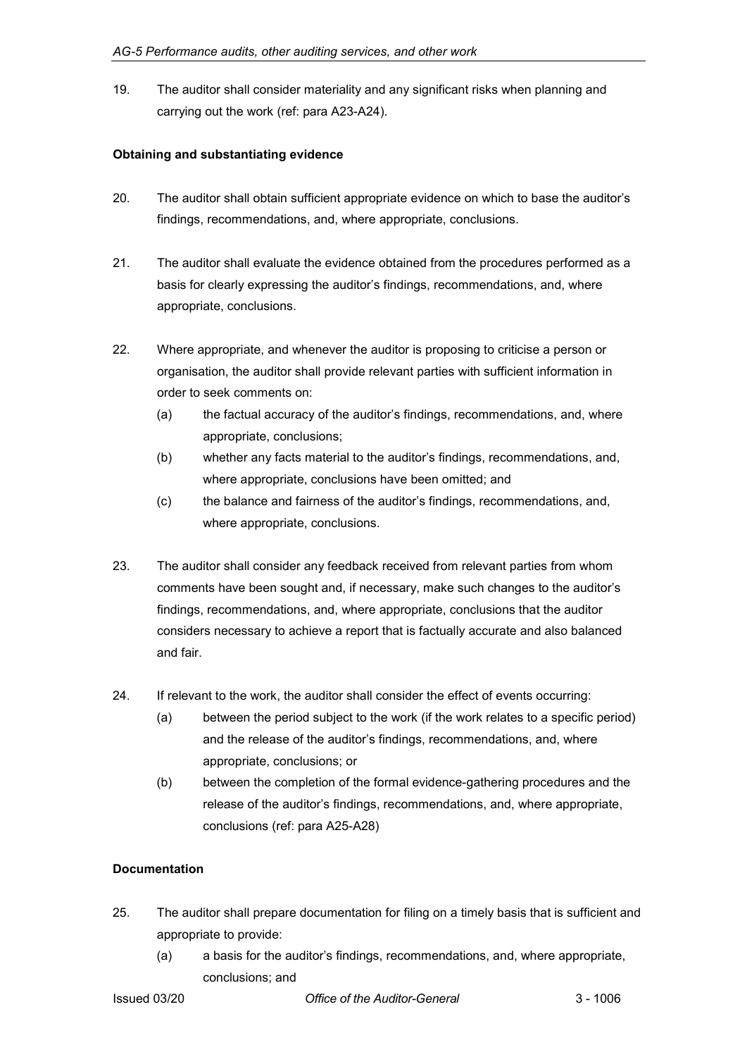19. The auditor shall consider materiality and any significant risks when planning and carrying out the work (ref: para A23-A24).

**Obtaining and substantiating evidence**

20. The auditor shall obtain sufficient appropriate evidence on which to base the auditor's findings, recommendations, and, where appropriate, conclusions.

21. The auditor shall evaluate the evidence obtained from the procedures performed as a basis for clearly expressing the auditor's findings, recommendations, and, where appropriate, conclusions.

22. Where appropriate, and whenever the auditor is proposing to criticise a person or organisation, the auditor shall provide relevant parties with sufficient information in order to seek comments on:
    - (a) the factual accuracy of the auditor's findings, recommendations, and, where appropriate, conclusions;
    - (b) whether any facts material to the auditor's findings, recommendations, and, where appropriate, conclusions have been omitted; and
    - (c) the balance and fairness of the auditor's findings, recommendations, and, where appropriate, conclusions.

23. The auditor shall consider any feedback received from relevant parties from whom comments have been sought and, if necessary, make such changes to the auditor's findings, recommendations, and, where appropriate, conclusions that the auditor considers necessary to achieve a report that is factually accurate and also balanced and fair.

24. If relevant to the work, the auditor shall consider the effect of events occurring:
    - (a) between the period subject to the work (if the work relates to a specific period) and the release of the auditor's findings, recommendations, and, where appropriate, conclusions; or
    - (b) between the completion of the formal evidence-gathering procedures and the release of the auditor's findings, recommendations, and, where appropriate, conclusions (ref: para A25-A28)

**Documentation**

25. The auditor shall prepare documentation for filing on a timely basis that is sufficient and appropriate to provide:
    - (a) a basis for the auditor's findings, recommendations, and, where appropriate, conclusions; and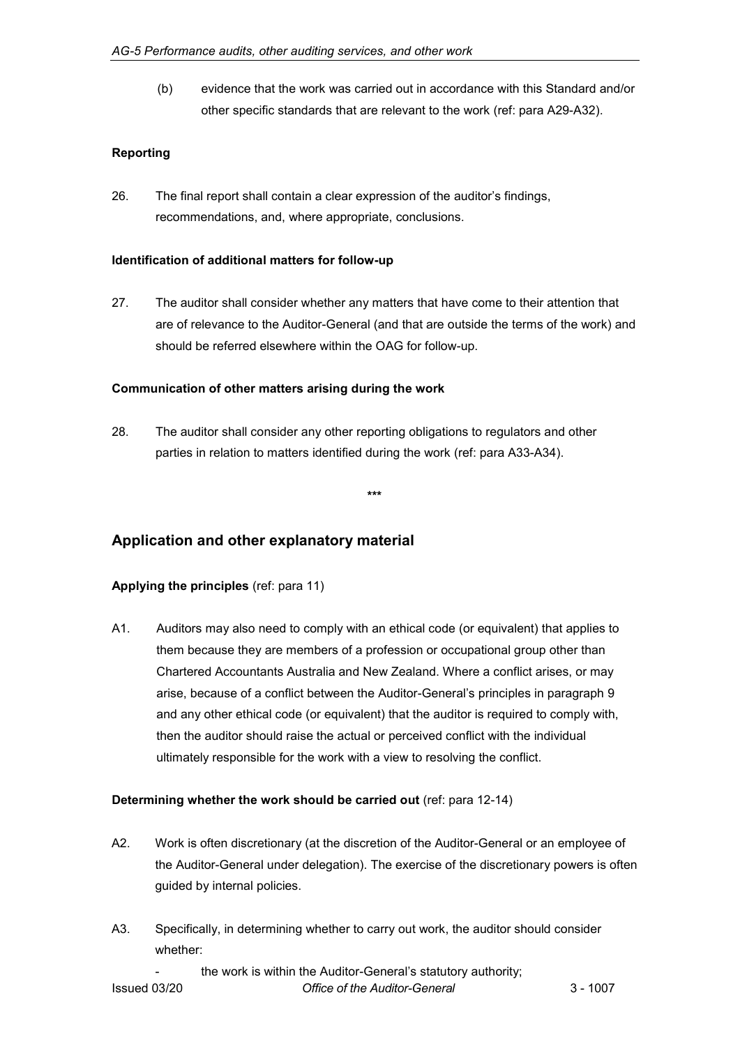(b) evidence that the work was carried out in accordance with this Standard and/or other specific standards that are relevant to the work (ref: para A29-A32).

**Reporting**

26. The final report shall contain a clear expression of the auditor's findings, recommendations, and, where appropriate, conclusions.

**Identification of additional matters for follow-up**

27. The auditor shall consider whether any matters that have come to their attention that are of relevance to the Auditor-General (and that are outside the terms of the work) and should be referred elsewhere within the OAG for follow-up.

**Communication of other matters arising during the work**

28. The auditor shall consider any other reporting obligations to regulators and other parties in relation to matters identified during the work (ref: para A33-A34).

\*\*\*

## Application and other explanatory material

**Applying the principles** (ref: para 11)

A1. Auditors may also need to comply with an ethical code (or equivalent) that applies to them because they are members of a profession or occupational group other than Chartered Accountants Australia and New Zealand. Where a conflict arises, or may arise, because of a conflict between the Auditor-General's principles in paragraph 9 and any other ethical code (or equivalent) that the auditor is required to comply with, then the auditor should raise the actual or perceived conflict with the individual ultimately responsible for the work with a view to resolving the conflict.

**Determining whether the work should be carried out** (ref: para 12-14)

A2. Work is often discretionary (at the discretion of the Auditor-General or an employee of the Auditor-General under delegation). The exercise of the discretionary powers is often guided by internal policies.

A3. Specifically, in determining whether to carry out work, the auditor should consider whether:

- the work is within the Auditor-General's statutory authority;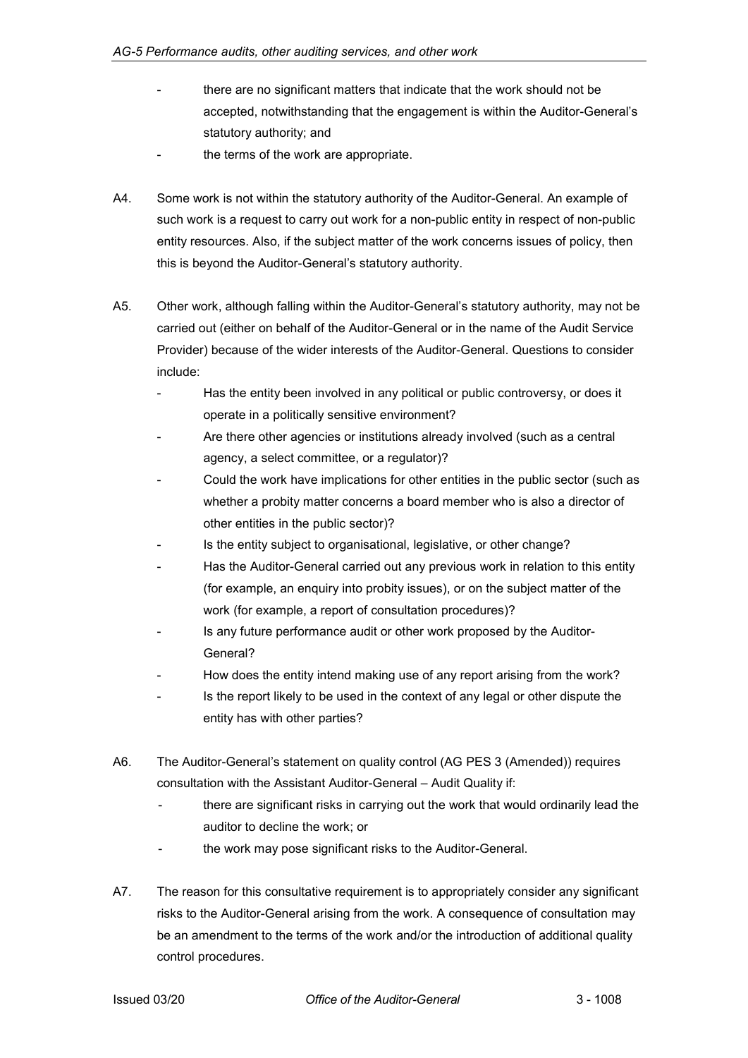- there are no significant matters that indicate that the work should not be accepted, notwithstanding that the engagement is within the Auditor-General's statutory authority; and
- the terms of the work are appropriate.

A4. Some work is not within the statutory authority of the Auditor-General. An example of such work is a request to carry out work for a non-public entity in respect of non-public entity resources. Also, if the subject matter of the work concerns issues of policy, then this is beyond the Auditor-General's statutory authority.

A5. Other work, although falling within the Auditor-General's statutory authority, may not be carried out (either on behalf of the Auditor-General or in the name of the Audit Service Provider) because of the wider interests of the Auditor-General. Questions to consider include:

- Has the entity been involved in any political or public controversy, or does it operate in a politically sensitive environment?
- Are there other agencies or institutions already involved (such as a central agency, a select committee, or a regulator)?
- Could the work have implications for other entities in the public sector (such as whether a probity matter concerns a board member who is also a director of other entities in the public sector)?
- Is the entity subject to organisational, legislative, or other change?
- Has the Auditor-General carried out any previous work in relation to this entity (for example, an enquiry into probity issues), or on the subject matter of the work (for example, a report of consultation procedures)?
- Is any future performance audit or other work proposed by the Auditor-General?
- How does the entity intend making use of any report arising from the work?
- Is the report likely to be used in the context of any legal or other dispute the entity has with other parties?

A6. The Auditor-General's statement on quality control (AG PES 3 (Amended)) requires consultation with the Assistant Auditor-General – Audit Quality if:

- there are significant risks in carrying out the work that would ordinarily lead the auditor to decline the work; or
- the work may pose significant risks to the Auditor-General.

A7. The reason for this consultative requirement is to appropriately consider any significant risks to the Auditor-General arising from the work. A consequence of consultation may be an amendment to the terms of the work and/or the introduction of additional quality control procedures.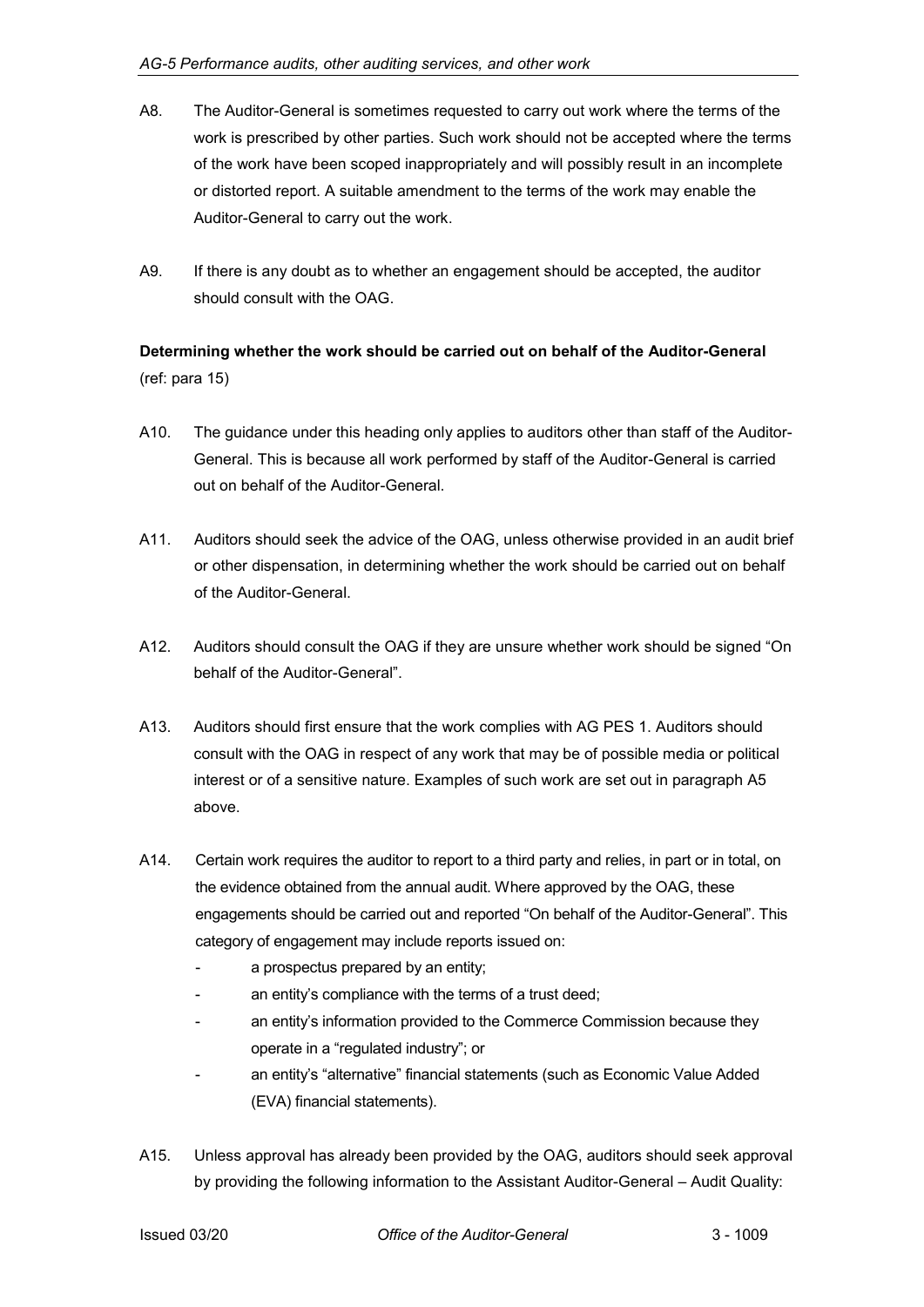A8. The Auditor-General is sometimes requested to carry out work where the terms of the work is prescribed by other parties. Such work should not be accepted where the terms of the work have been scoped inappropriately and will possibly result in an incomplete or distorted report. A suitable amendment to the terms of the work may enable the Auditor-General to carry out the work.

A9. If there is any doubt as to whether an engagement should be accepted, the auditor should consult with the OAG.

**Determining whether the work should be carried out on behalf of the Auditor-General** (ref: para 15)

A10. The guidance under this heading only applies to auditors other than staff of the Auditor-General. This is because all work performed by staff of the Auditor-General is carried out on behalf of the Auditor-General.

A11. Auditors should seek the advice of the OAG, unless otherwise provided in an audit brief or other dispensation, in determining whether the work should be carried out on behalf of the Auditor-General.

A12. Auditors should consult the OAG if they are unsure whether work should be signed "On behalf of the Auditor-General".

A13. Auditors should first ensure that the work complies with AG PES 1. Auditors should consult with the OAG in respect of any work that may be of possible media or political interest or of a sensitive nature. Examples of such work are set out in paragraph A5 above.

A14. Certain work requires the auditor to report to a third party and relies, in part or in total, on the evidence obtained from the annual audit. Where approved by the OAG, these engagements should be carried out and reported "On behalf of the Auditor-General". This category of engagement may include reports issued on:

- a prospectus prepared by an entity;
- an entity's compliance with the terms of a trust deed;
- an entity's information provided to the Commerce Commission because they operate in a "regulated industry"; or
- an entity's "alternative" financial statements (such as Economic Value Added (EVA) financial statements).

A15. Unless approval has already been provided by the OAG, auditors should seek approval by providing the following information to the Assistant Auditor-General – Audit Quality: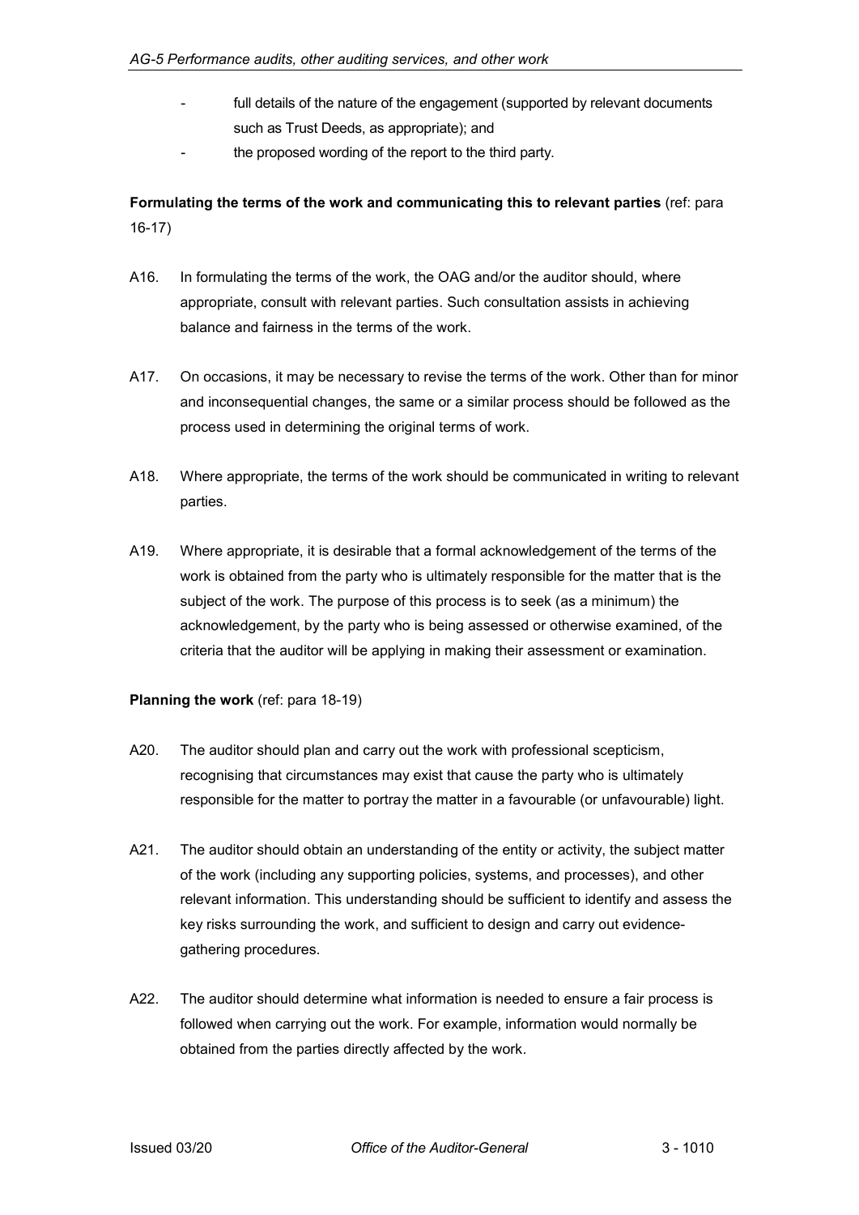- full details of the nature of the engagement (supported by relevant documents such as Trust Deeds, as appropriate); and
- the proposed wording of the report to the third party.

**Formulating the terms of the work and communicating this to relevant parties** (ref: para 16-17)

A16. In formulating the terms of the work, the OAG and/or the auditor should, where appropriate, consult with relevant parties. Such consultation assists in achieving balance and fairness in the terms of the work.

A17. On occasions, it may be necessary to revise the terms of the work. Other than for minor and inconsequential changes, the same or a similar process should be followed as the process used in determining the original terms of work.

A18. Where appropriate, the terms of the work should be communicated in writing to relevant parties.

A19. Where appropriate, it is desirable that a formal acknowledgement of the terms of the work is obtained from the party who is ultimately responsible for the matter that is the subject of the work. The purpose of this process is to seek (as a minimum) the acknowledgement, by the party who is being assessed or otherwise examined, of the criteria that the auditor will be applying in making their assessment or examination.

**Planning the work** (ref: para 18-19)

A20. The auditor should plan and carry out the work with professional scepticism, recognising that circumstances may exist that cause the party who is ultimately responsible for the matter to portray the matter in a favourable (or unfavourable) light.

A21. The auditor should obtain an understanding of the entity or activity, the subject matter of the work (including any supporting policies, systems, and processes), and other relevant information. This understanding should be sufficient to identify and assess the key risks surrounding the work, and sufficient to design and carry out evidence-gathering procedures.

A22. The auditor should determine what information is needed to ensure a fair process is followed when carrying out the work. For example, information would normally be obtained from the parties directly affected by the work.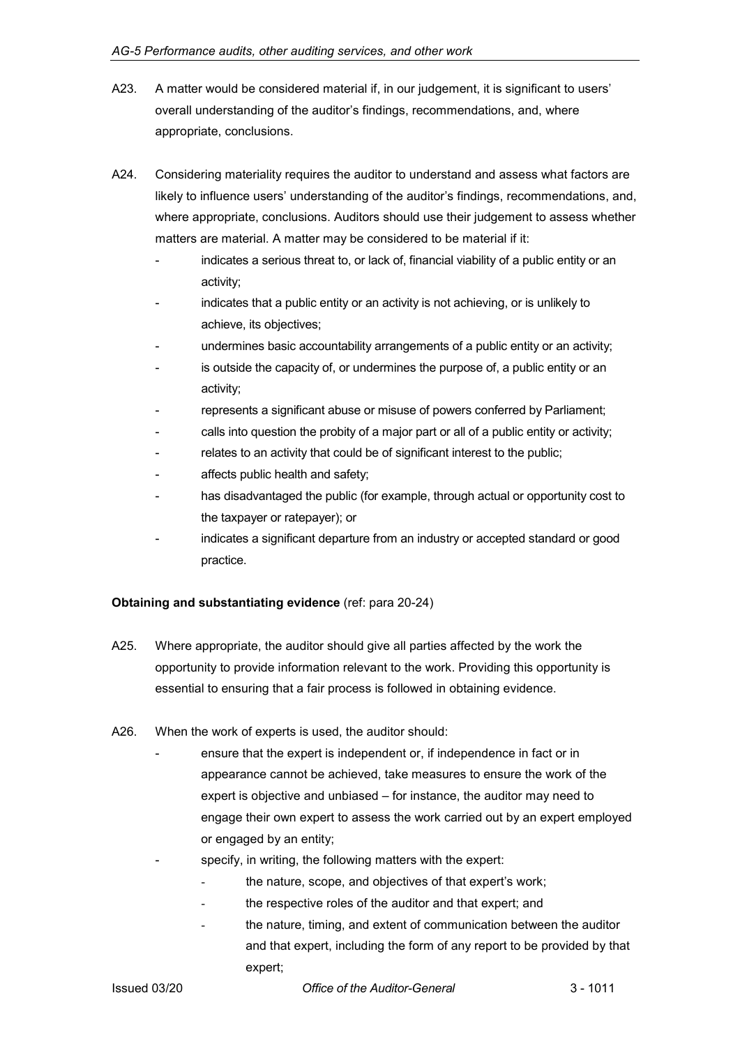A23. A matter would be considered material if, in our judgement, it is significant to users' overall understanding of the auditor's findings, recommendations, and, where appropriate, conclusions.

A24. Considering materiality requires the auditor to understand and assess what factors are likely to influence users' understanding of the auditor's findings, recommendations, and, where appropriate, conclusions. Auditors should use their judgement to assess whether matters are material. A matter may be considered to be material if it:

- indicates a serious threat to, or lack of, financial viability of a public entity or an activity;
- indicates that a public entity or an activity is not achieving, or is unlikely to achieve, its objectives;
- undermines basic accountability arrangements of a public entity or an activity;
- is outside the capacity of, or undermines the purpose of, a public entity or an activity;
- represents a significant abuse or misuse of powers conferred by Parliament;
- calls into question the probity of a major part or all of a public entity or activity;
- relates to an activity that could be of significant interest to the public;
- affects public health and safety;
- has disadvantaged the public (for example, through actual or opportunity cost to the taxpayer or ratepayer); or
- indicates a significant departure from an industry or accepted standard or good practice.

**Obtaining and substantiating evidence** (ref: para 20-24)

A25. Where appropriate, the auditor should give all parties affected by the work the opportunity to provide information relevant to the work. Providing this opportunity is essential to ensuring that a fair process is followed in obtaining evidence.

A26. When the work of experts is used, the auditor should:

- ensure that the expert is independent or, if independence in fact or in appearance cannot be achieved, take measures to ensure the work of the expert is objective and unbiased – for instance, the auditor may need to engage their own expert to assess the work carried out by an expert employed or engaged by an entity;
- specify, in writing, the following matters with the expert:
  - the nature, scope, and objectives of that expert's work;
  - the respective roles of the auditor and that expert; and
  - the nature, timing, and extent of communication between the auditor and that expert, including the form of any report to be provided by that expert;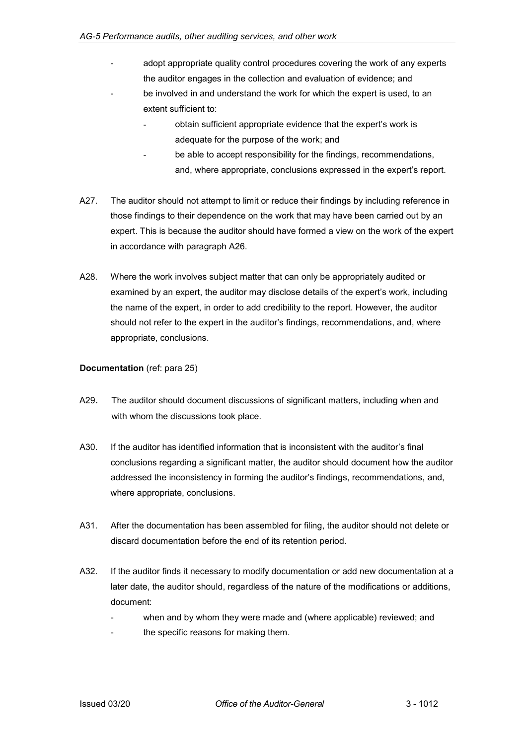- adopt appropriate quality control procedures covering the work of any experts the auditor engages in the collection and evaluation of evidence; and
- be involved in and understand the work for which the expert is used, to an extent sufficient to:
  - obtain sufficient appropriate evidence that the expert's work is adequate for the purpose of the work; and
  - be able to accept responsibility for the findings, recommendations, and, where appropriate, conclusions expressed in the expert's report.

A27. The auditor should not attempt to limit or reduce their findings by including reference in those findings to their dependence on the work that may have been carried out by an expert. This is because the auditor should have formed a view on the work of the expert in accordance with paragraph A26.

A28. Where the work involves subject matter that can only be appropriately audited or examined by an expert, the auditor may disclose details of the expert's work, including the name of the expert, in order to add credibility to the report. However, the auditor should not refer to the expert in the auditor's findings, recommendations, and, where appropriate, conclusions.

**Documentation** (ref: para 25)

A29. The auditor should document discussions of significant matters, including when and with whom the discussions took place.

A30. If the auditor has identified information that is inconsistent with the auditor's final conclusions regarding a significant matter, the auditor should document how the auditor addressed the inconsistency in forming the auditor's findings, recommendations, and, where appropriate, conclusions.

A31. After the documentation has been assembled for filing, the auditor should not delete or discard documentation before the end of its retention period.

A32. If the auditor finds it necessary to modify documentation or add new documentation at a later date, the auditor should, regardless of the nature of the modifications or additions, document:

- when and by whom they were made and (where applicable) reviewed; and
- the specific reasons for making them.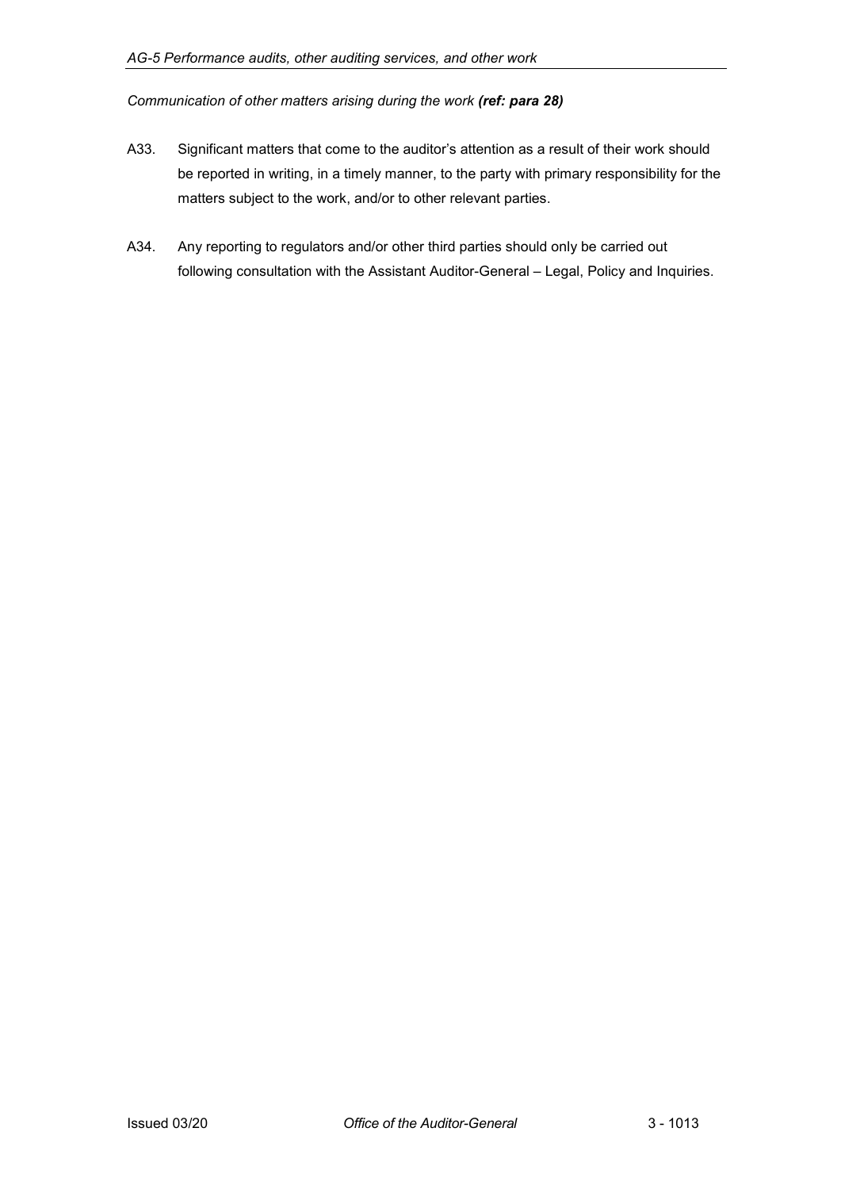*Communication of other matters arising during the work* ***(ref: para 28)***

A33. Significant matters that come to the auditor's attention as a result of their work should be reported in writing, in a timely manner, to the party with primary responsibility for the matters subject to the work, and/or to other relevant parties.

A34. Any reporting to regulators and/or other third parties should only be carried out following consultation with the Assistant Auditor-General – Legal, Policy and Inquiries.